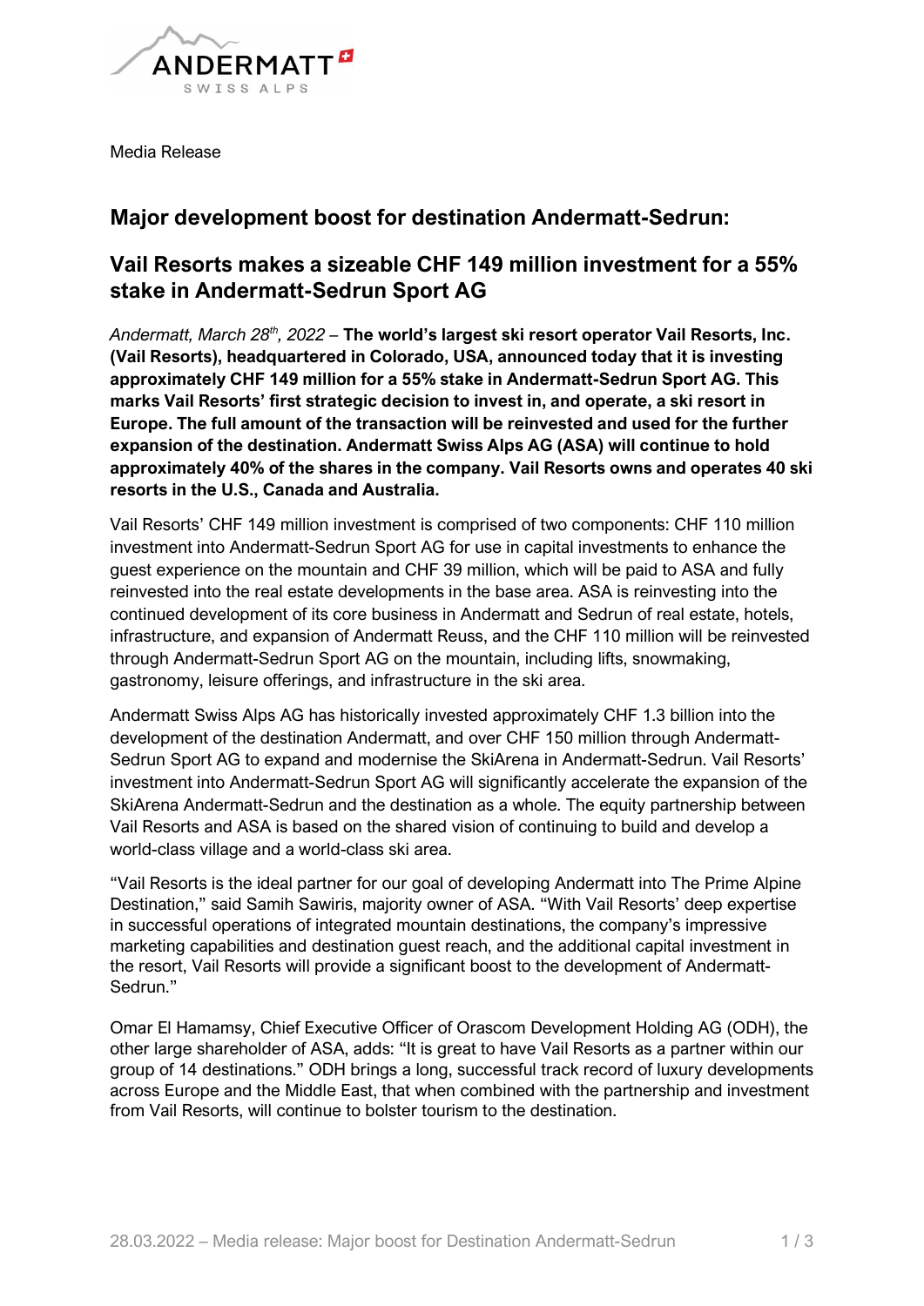Media Release

## Major development boost for destination Andermatt-Sedrun:

## Vail Resorts makes a sizeable CHF 149 million investment for a 55% stake in Andermatt-Sedrun Sport AG

*Andermatt, March 28th, 2022* – **The world's largest ski resort operator Vail Resorts, Inc. (Vail Resorts), headquartered in Colorado, USA, announced today that it is investing approximately CHF 149 million for a 55% stake in Andermatt-Sedrun Sport AG. This marks Vail Resorts' first strategic decision to invest in, and operate, a ski resort in Europe. The full amount of the transaction will be reinvested and used for the further expansion of the destination. Andermatt Swiss Alps AG (ASA) will continue to hold approximately 40% of the shares in the company. Vail Resorts owns and operates 40 ski resorts in the U.S., Canada and Australia.**

Vail Resorts' CHF 149 million investment is comprised of two components: CHF 110 million investment into Andermatt-Sedrun Sport AG for use in capital investments to enhance the guest experience on the mountain and CHF 39 million, which will be paid to ASA and fully reinvested into the real estate developments in the base area. ASA is reinvesting into the continued development of its core business in Andermatt and Sedrun of real estate, hotels, infrastructure, and expansion of Andermatt Reuss, and the CHF 110 million will be reinvested through Andermatt-Sedrun Sport AG on the mountain, including lifts, snowmaking, gastronomy, leisure offerings, and infrastructure in the ski area.

Andermatt Swiss Alps AG has historically invested approximately CHF 1.3 billion into the development of the destination Andermatt, and over CHF 150 million through Andermatt-Sedrun Sport AG to expand and modernise the SkiArena in Andermatt-Sedrun. Vail Resorts' investment into Andermatt-Sedrun Sport AG will significantly accelerate the expansion of the SkiArena Andermatt-Sedrun and the destination as a whole. The equity partnership between Vail Resorts and ASA is based on the shared vision of continuing to build and develop a world-class village and a world-class ski area.

"Vail Resorts is the ideal partner for our goal of developing Andermatt into The Prime Alpine Destination," said Samih Sawiris, majority owner of ASA. "With Vail Resorts' deep expertise in successful operations of integrated mountain destinations, the company's impressive marketing capabilities and destination guest reach, and the additional capital investment in the resort, Vail Resorts will provide a significant boost to the development of Andermatt-Sedrun."

Omar El Hamamsy, Chief Executive Officer of Orascom Development Holding AG (ODH), the other large shareholder of ASA, adds: "It is great to have Vail Resorts as a partner within our group of 14 destinations." ODH brings a long, successful track record of luxury developments across Europe and the Middle East, that when combined with the partnership and investment from Vail Resorts, will continue to bolster tourism to the destination.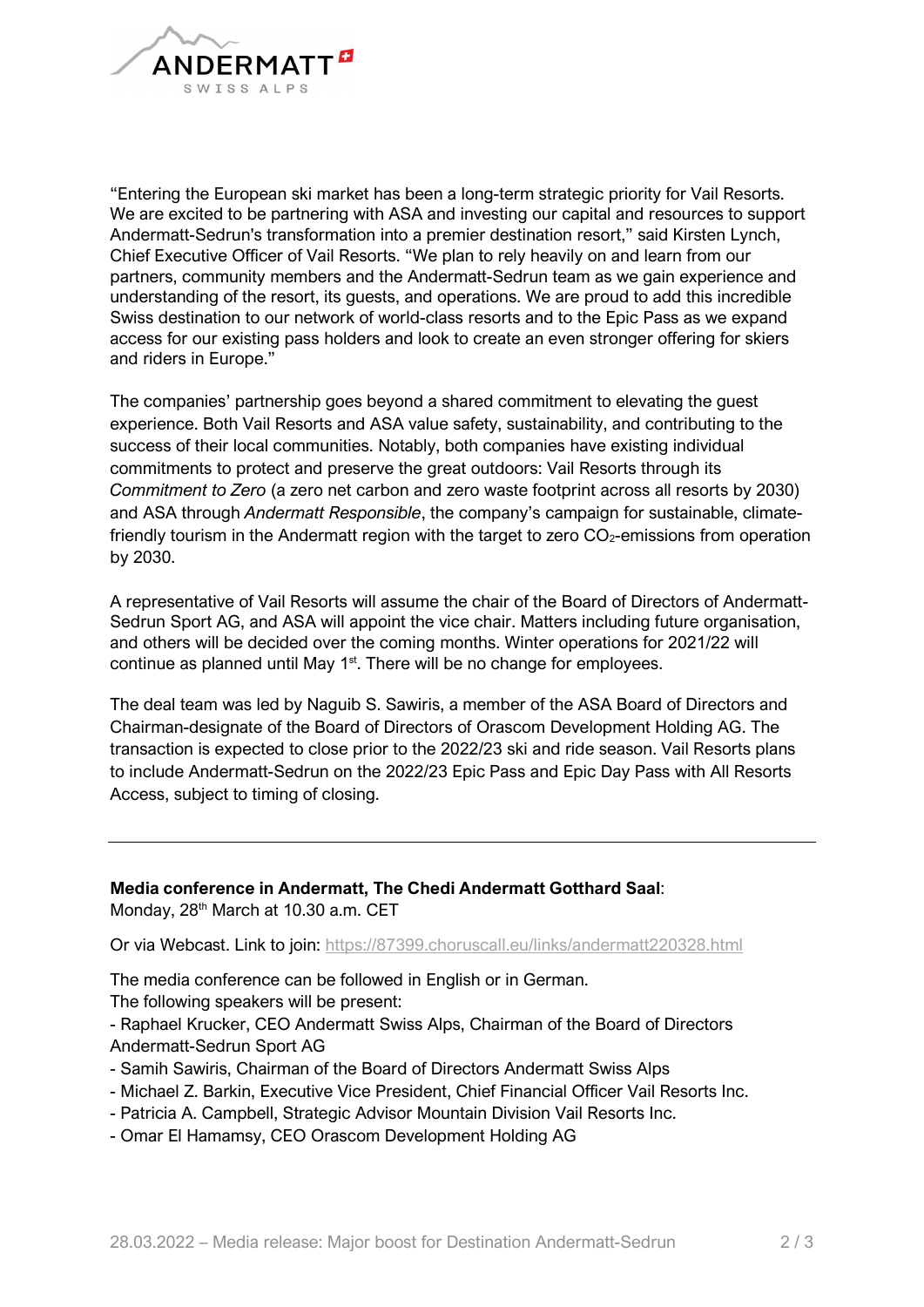"Entering the European ski market has been a long-term strategic priority for Vail Resorts. We are excited to be partnering with ASA and investing our capital and resources to support Andermatt-Sedrun's transformation into a premier destination resort," said Kirsten Lynch, Chief Executive Officer of Vail Resorts. "We plan to rely heavily on and learn from our partners, community members and the Andermatt-Sedrun team as we gain experience and understanding of the resort, its guests, and operations. We are proud to add this incredible Swiss destination to our network of world-class resorts and to the Epic Pass as we expand access for our existing pass holders and look to create an even stronger offering for skiers and riders in Europe."

The companies' partnership goes beyond a shared commitment to elevating the guest experience. Both Vail Resorts and ASA value safety, sustainability, and contributing to the success of their local communities. Notably, both companies have existing individual commitments to protect and preserve the great outdoors: Vail Resorts through its *Commitment to Zero* (a zero net carbon and zero waste footprint across all resorts by 2030) and ASA through *Andermatt Responsible*, the company's campaign for sustainable, climate-friendly tourism in the Andermatt region with the target to zero $CO_2$-emissions from operation by 2030.

A representative of Vail Resorts will assume the chair of the Board of Directors of Andermatt-Sedrun Sport AG, and ASA will appoint the vice chair. Matters including future organisation, and others will be decided over the coming months. Winter operations for 2021/22 will continue as planned until May 1st. There will be no change for employees.

The deal team was led by Naguib S. Sawiris, a member of the ASA Board of Directors and Chairman-designate of the Board of Directors of Orascom Development Holding AG. The transaction is expected to close prior to the 2022/23 ski and ride season. Vail Resorts plans to include Andermatt-Sedrun on the 2022/23 Epic Pass and Epic Day Pass with All Resorts Access, subject to timing of closing.

---

**Media conference in Andermatt, The Chedi Andermatt Gotthard Saal**:
Monday, 28th March at 10.30 a.m. CET

Or via Webcast. Link to join: https://87399.choruscall.eu/links/andermatt220328.html

The media conference can be followed in English or in German.
The following speakers will be present:

- Raphael Krucker, CEO Andermatt Swiss Alps, Chairman of the Board of Directors Andermatt-Sedrun Sport AG
- Samih Sawiris, Chairman of the Board of Directors Andermatt Swiss Alps
- Michael Z. Barkin, Executive Vice President, Chief Financial Officer Vail Resorts Inc.
- Patricia A. Campbell, Strategic Advisor Mountain Division Vail Resorts Inc.
- Omar El Hamamsy, CEO Orascom Development Holding AG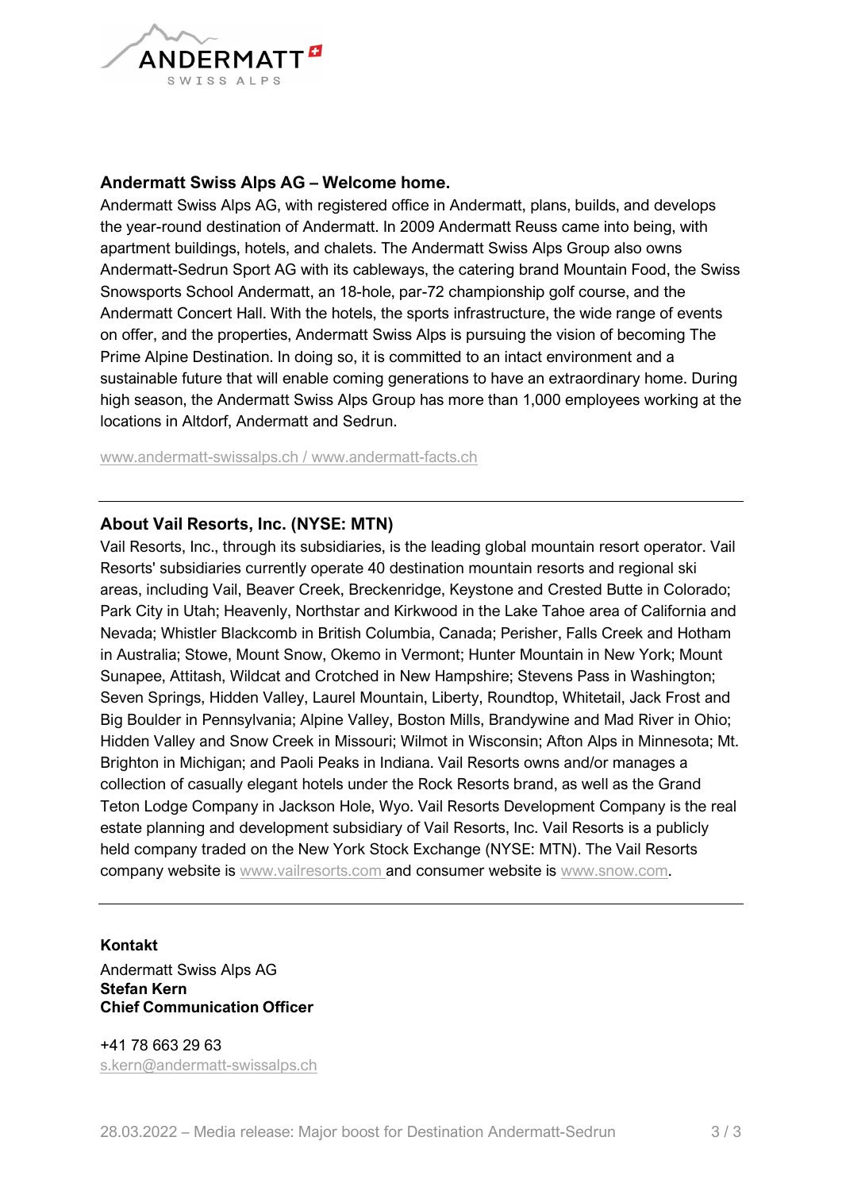### Andermatt Swiss Alps AG – Welcome home.

Andermatt Swiss Alps AG, with registered office in Andermatt, plans, builds, and develops the year-round destination of Andermatt. In 2009 Andermatt Reuss came into being, with apartment buildings, hotels, and chalets. The Andermatt Swiss Alps Group also owns Andermatt-Sedrun Sport AG with its cableways, the catering brand Mountain Food, the Swiss Snowsports School Andermatt, an 18-hole, par-72 championship golf course, and the Andermatt Concert Hall. With the hotels, the sports infrastructure, the wide range of events on offer, and the properties, Andermatt Swiss Alps is pursuing the vision of becoming The Prime Alpine Destination. In doing so, it is committed to an intact environment and a sustainable future that will enable coming generations to have an extraordinary home. During high season, the Andermatt Swiss Alps Group has more than 1,000 employees working at the locations in Altdorf, Andermatt and Sedrun.

www.andermatt-swissalps.ch / www.andermatt-facts.ch

---

### About Vail Resorts, Inc. (NYSE: MTN)

Vail Resorts, Inc., through its subsidiaries, is the leading global mountain resort operator. Vail Resorts' subsidiaries currently operate 40 destination mountain resorts and regional ski areas, including Vail, Beaver Creek, Breckenridge, Keystone and Crested Butte in Colorado; Park City in Utah; Heavenly, Northstar and Kirkwood in the Lake Tahoe area of California and Nevada; Whistler Blackcomb in British Columbia, Canada; Perisher, Falls Creek and Hotham in Australia; Stowe, Mount Snow, Okemo in Vermont; Hunter Mountain in New York; Mount Sunapee, Attitash, Wildcat and Crotched in New Hampshire; Stevens Pass in Washington; Seven Springs, Hidden Valley, Laurel Mountain, Liberty, Roundtop, Whitetail, Jack Frost and Big Boulder in Pennsylvania; Alpine Valley, Boston Mills, Brandywine and Mad River in Ohio; Hidden Valley and Snow Creek in Missouri; Wilmot in Wisconsin; Afton Alps in Minnesota; Mt. Brighton in Michigan; and Paoli Peaks in Indiana. Vail Resorts owns and/or manages a collection of casually elegant hotels under the Rock Resorts brand, as well as the Grand Teton Lodge Company in Jackson Hole, Wyo. Vail Resorts Development Company is the real estate planning and development subsidiary of Vail Resorts, Inc. Vail Resorts is a publicly held company traded on the New York Stock Exchange (NYSE: MTN). The Vail Resorts company website is www.vailresorts.com and consumer website is www.snow.com.

---

**Kontakt**

Andermatt Swiss Alps AG
**Stefan Kern**
**Chief Communication Officer**

+41 78 663 29 63
s.kern@andermatt-swissalps.ch